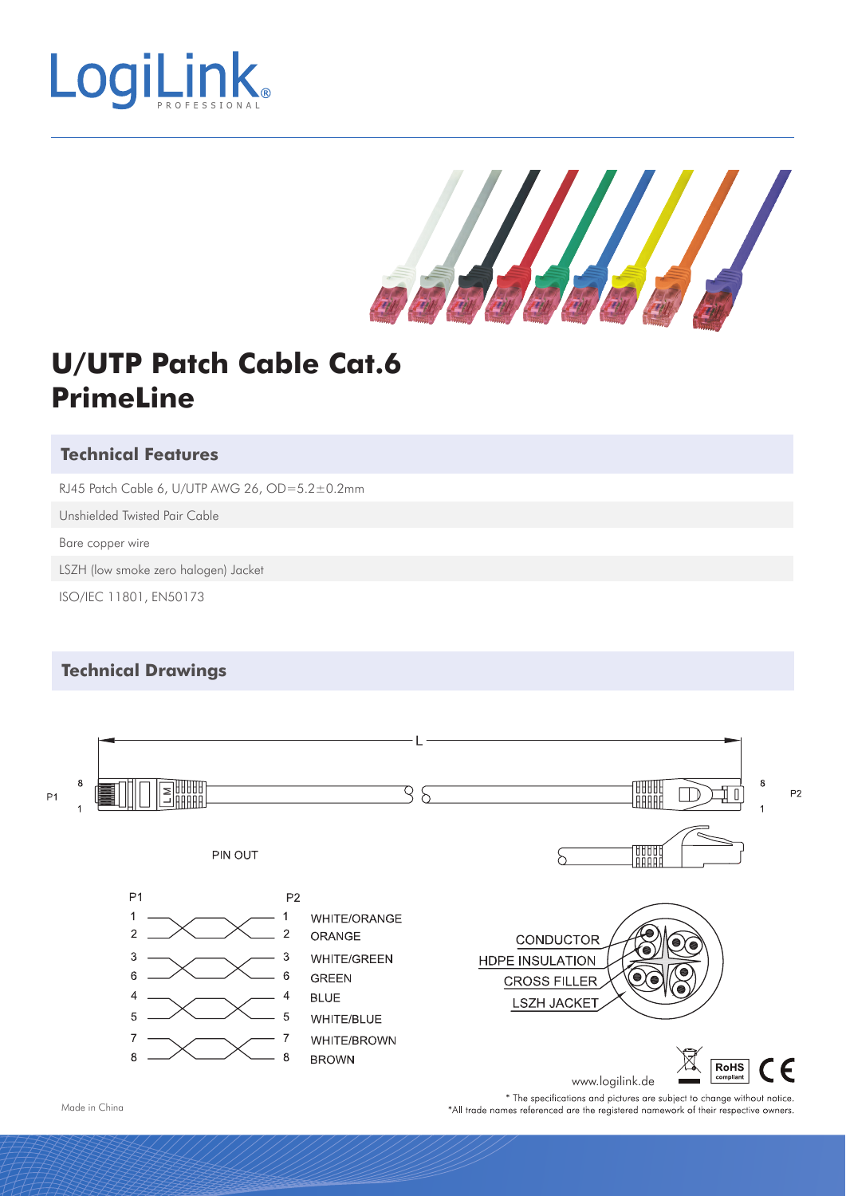# U/UTP Patch Cable Cat.6 PrimeLine

## Technical Features

RJ45 Patch Cable 6, U/UTP AWG 26, OD=5.2±0.2mm

Unshielded Twisted Pair Cable

Bare copper wire

LSZH (low smoke zero halogen) Jacket

ISO/IEC 11801, EN50173

## Technical Drawings

L

P1 &emsp; P2

PIN OUT

| P1 | P2 | |
|---|---|---|
| 1 | 1 | WHITE/ORANGE |
| 2 | 2 | ORANGE |
| 3 | 3 | WHITE/GREEN |
| 6 | 6 | GREEN |
| 4 | 4 | BLUE |
| 5 | 5 | WHITE/BLUE |
| 7 | 7 | WHITE/BROWN |
| 8 | 8 | BROWN |

CONDUCTOR

HDPE INSULATION

CROSS FILLER

LSZH JACKET

www.logilink.de

RoHS compliant

Made in China

\* The specifications and pictures are subject to change without notice.

\*All trade names referenced are the registered namework of their respective owners.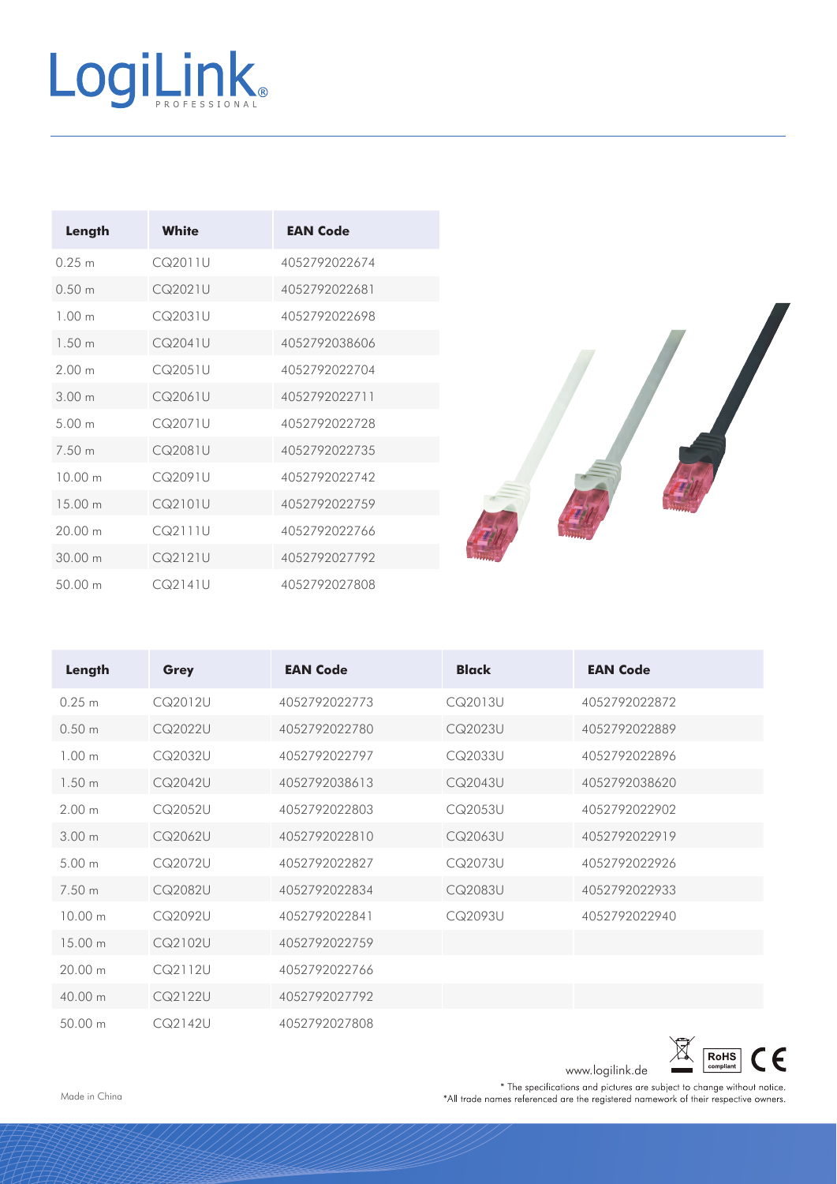| Length | White | EAN Code |
|---|---|---|
| 0.25 m | CQ2011U | 4052792022674 |
| 0.50 m | CQ2021U | 4052792022681 |
| 1.00 m | CQ2031U | 4052792022698 |
| 1.50 m | CQ2041U | 4052792038606 |
| 2.00 m | CQ2051U | 4052792022704 |
| 3.00 m | CQ2061U | 4052792022711 |
| 5.00 m | CQ2071U | 4052792022728 |
| 7.50 m | CQ2081U | 4052792022735 |
| 10.00 m | CQ2091U | 4052792022742 |
| 15.00 m | CQ2101U | 4052792022759 |
| 20.00 m | CQ2111U | 4052792022766 |
| 30.00 m | CQ2121U | 4052792027792 |
| 50.00 m | CQ2141U | 4052792027808 |

| Length | Grey | EAN Code | Black | EAN Code |
|---|---|---|---|---|
| 0.25 m | CQ2012U | 4052792022773 | CQ2013U | 4052792022872 |
| 0.50 m | CQ2022U | 4052792022780 | CQ2023U | 4052792022889 |
| 1.00 m | CQ2032U | 4052792022797 | CQ2033U | 4052792022896 |
| 1.50 m | CQ2042U | 4052792038613 | CQ2043U | 4052792038620 |
| 2.00 m | CQ2052U | 4052792022803 | CQ2053U | 4052792022902 |
| 3.00 m | CQ2062U | 4052792022810 | CQ2063U | 4052792022919 |
| 5.00 m | CQ2072U | 4052792022827 | CQ2073U | 4052792022926 |
| 7.50 m | CQ2082U | 4052792022834 | CQ2083U | 4052792022933 |
| 10.00 m | CQ2092U | 4052792022841 | CQ2093U | 4052792022940 |
| 15.00 m | CQ2102U | 4052792022759 | | |
| 20.00 m | CQ2112U | 4052792022766 | | |
| 40.00 m | CQ2122U | 4052792027792 | | |
| 50.00 m | CQ2142U | 4052792027808 | | |

www.logilink.de

RoHS compliant

\* The specifications and pictures are subject to change without notice.
*All trade names referenced are the registered namework of their respective owners.

Made in China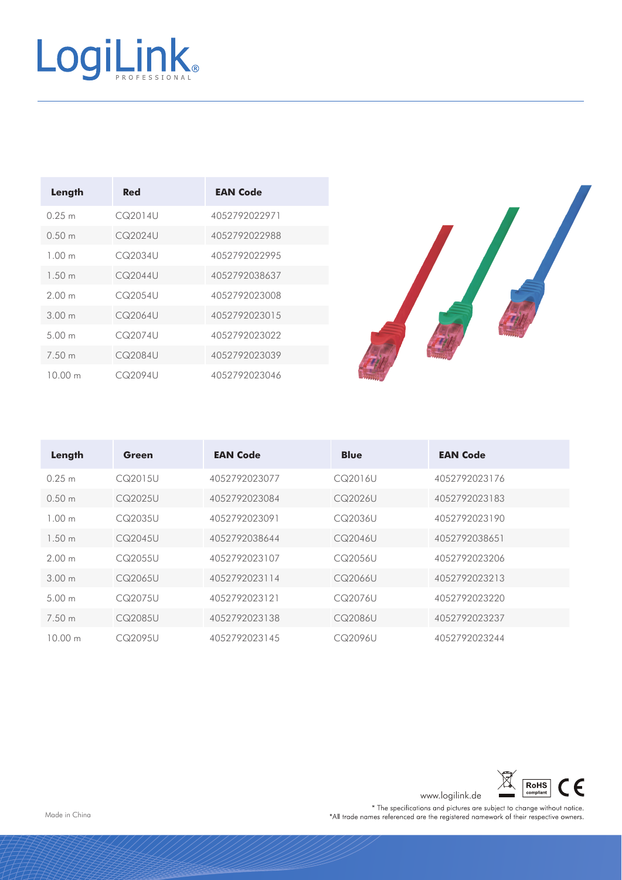| Length | Red | EAN Code |
| --- | --- | --- |
| 0.25 m | CQ2014U | 4052792022971 |
| 0.50 m | CQ2024U | 4052792022988 |
| 1.00 m | CQ2034U | 4052792022995 |
| 1.50 m | CQ2044U | 4052792038637 |
| 2.00 m | CQ2054U | 4052792023008 |
| 3.00 m | CQ2064U | 4052792023015 |
| 5.00 m | CQ2074U | 4052792023022 |
| 7.50 m | CQ2084U | 4052792023039 |
| 10.00 m | CQ2094U | 4052792023046 |

| Length | Green | EAN Code | Blue | EAN Code |
| --- | --- | --- | --- | --- |
| 0.25 m | CQ2015U | 4052792023077 | CQ2016U | 4052792023176 |
| 0.50 m | CQ2025U | 4052792023084 | CQ2026U | 4052792023183 |
| 1.00 m | CQ2035U | 4052792023091 | CQ2036U | 4052792023190 |
| 1.50 m | CQ2045U | 4052792038644 | CQ2046U | 4052792038651 |
| 2.00 m | CQ2055U | 4052792023107 | CQ2056U | 4052792023206 |
| 3.00 m | CQ2065U | 4052792023114 | CQ2066U | 4052792023213 |
| 5.00 m | CQ2075U | 4052792023121 | CQ2076U | 4052792023220 |
| 7.50 m | CQ2085U | 4052792023138 | CQ2086U | 4052792023237 |
| 10.00 m | CQ2095U | 4052792023145 | CQ2096U | 4052792023244 |

Made in China

www.logilink.de

* The specifications and pictures are subject to change without notice.
*All trade names referenced are the registered namework of their respective owners.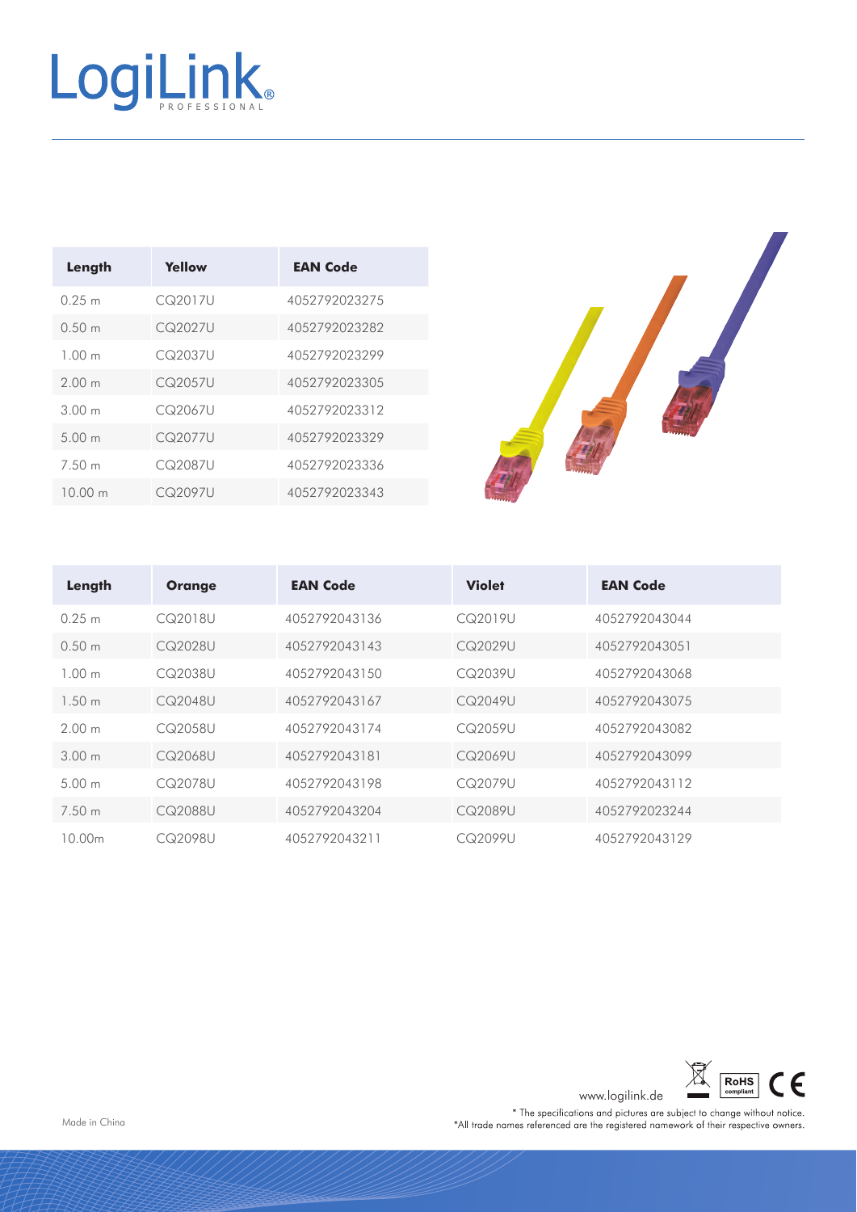| Length | Yellow | EAN Code |
|---|---|---|
| 0.25 m | CQ2017U | 4052792023275 |
| 0.50 m | CQ2027U | 4052792023282 |
| 1.00 m | CQ2037U | 4052792023299 |
| 2.00 m | CQ2057U | 4052792023305 |
| 3.00 m | CQ2067U | 4052792023312 |
| 5.00 m | CQ2077U | 4052792023329 |
| 7.50 m | CQ2087U | 4052792023336 |
| 10.00 m | CQ2097U | 4052792023343 |

| Length | Orange | EAN Code | Violet | EAN Code |
|---|---|---|---|---|
| 0.25 m | CQ2018U | 4052792043136 | CQ2019U | 4052792043044 |
| 0.50 m | CQ2028U | 4052792043143 | CQ2029U | 4052792043051 |
| 1.00 m | CQ2038U | 4052792043150 | CQ2039U | 4052792043068 |
| 1.50 m | CQ2048U | 4052792043167 | CQ2049U | 4052792043075 |
| 2.00 m | CQ2058U | 4052792043174 | CQ2059U | 4052792043082 |
| 3.00 m | CQ2068U | 4052792043181 | CQ2069U | 4052792043099 |
| 5.00 m | CQ2078U | 4052792043198 | CQ2079U | 4052792043112 |
| 7.50 m | CQ2088U | 4052792043204 | CQ2089U | 4052792023244 |
| 10.00m | CQ2098U | 4052792043211 | CQ2099U | 4052792043129 |

Made in China

www.logilink.de

\* The specifications and pictures are subject to change without notice.
\*All trade names referenced are the registered namework of their respective owners.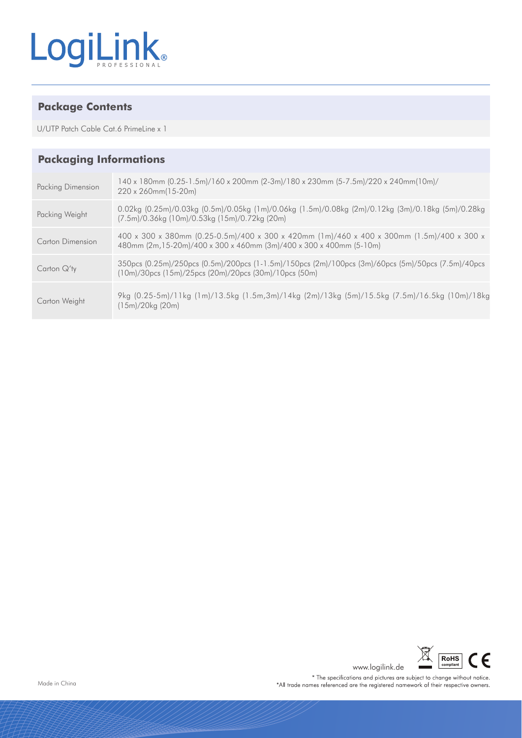## Package Contents

U/UTP Patch Cable Cat.6 PrimeLine x 1

## Packaging Informations

| | |
|---|---|
| Packing Dimension | 140 x 180mm (0.25-1.5m)/160 x 200mm (2-3m)/180 x 230mm (5-7.5m)/220 x 240mm(10m)/ 220 x 260mm(15-20m) |
| Packing Weight | 0.02kg (0.25m)/0.03kg (0.5m)/0.05kg (1m)/0.06kg (1.5m)/0.08kg (2m)/0.12kg (3m)/0.18kg (5m)/0.28kg (7.5m)/0.36kg (10m)/0.53kg (15m)/0.72kg (20m) |
| Carton Dimension | 400 x 300 x 380mm (0.25-0.5m)/400 x 300 x 420mm (1m)/460 x 400 x 300mm (1.5m)/400 x 300 x 480mm (2m,15-20m)/400 x 300 x 460mm (3m)/400 x 300 x 400mm (5-10m) |
| Carton Q'ty | 350pcs (0.25m)/250pcs (0.5m)/200pcs (1-1.5m)/150pcs (2m)/100pcs (3m)/60pcs (5m)/50pcs (7.5m)/40pcs (10m)/30pcs (15m)/25pcs (20m)/20pcs (30m)/10pcs (50m) |
| Carton Weight | 9kg (0.25-5m)/11kg (1m)/13.5kg (1.5m,3m)/14kg (2m)/13kg (5m)/15.5kg (7.5m)/16.5kg (10m)/18kg (15m)/20kg (20m) |

www.logilink.de

RoHS compliant

Made in China

* The specifications and pictures are subject to change without notice.
*All trade names referenced are the registered namework of their respective owners.